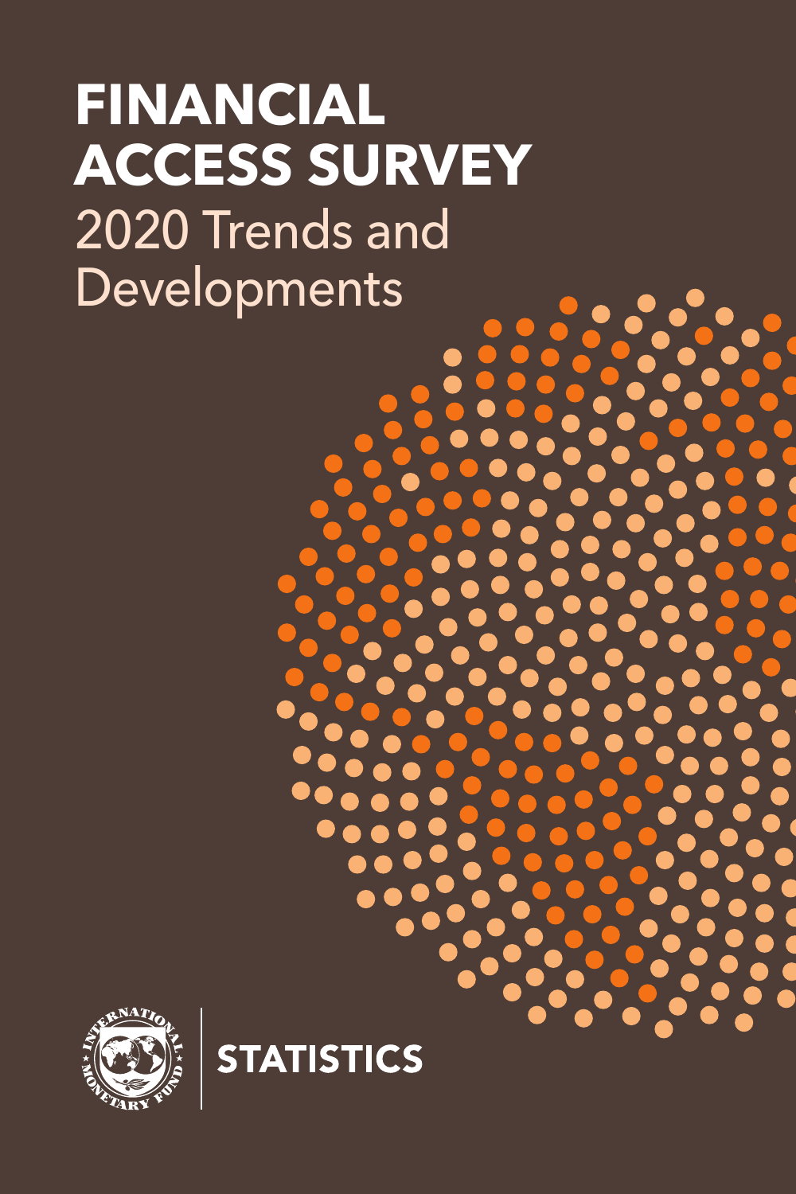# FINANCIAL ACCESS SURVEY

## 2020 Trends and Developments

STATISTICS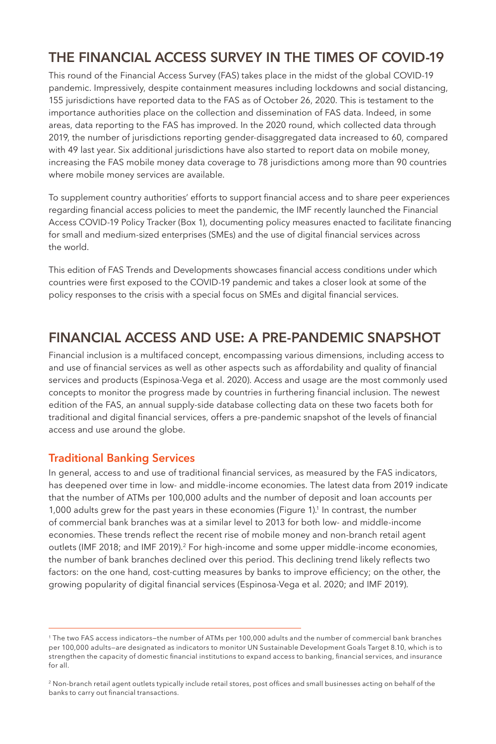## THE FINANCIAL ACCESS SURVEY IN THE TIMES OF COVID-19

This round of the Financial Access Survey (FAS) takes place in the midst of the global COVID-19 pandemic. Impressively, despite containment measures including lockdowns and social distancing, 155 jurisdictions have reported data to the FAS as of October 26, 2020. This is testament to the importance authorities place on the collection and dissemination of FAS data. Indeed, in some areas, data reporting to the FAS has improved. In the 2020 round, which collected data through 2019, the number of jurisdictions reporting gender-disaggregated data increased to 60, compared with 49 last year. Six additional jurisdictions have also started to report data on mobile money, increasing the FAS mobile money data coverage to 78 jurisdictions among more than 90 countries where mobile money services are available.

To supplement country authorities' efforts to support financial access and to share peer experiences regarding financial access policies to meet the pandemic, the IMF recently launched the Financial Access COVID-19 Policy Tracker (Box 1), documenting policy measures enacted to facilitate financing for small and medium-sized enterprises (SMEs) and the use of digital financial services across the world.

This edition of FAS Trends and Developments showcases financial access conditions under which countries were first exposed to the COVID-19 pandemic and takes a closer look at some of the policy responses to the crisis with a special focus on SMEs and digital financial services.

## FINANCIAL ACCESS AND USE: A PRE-PANDEMIC SNAPSHOT

Financial inclusion is a multifaced concept, encompassing various dimensions, including access to and use of financial services as well as other aspects such as affordability and quality of financial services and products (Espinosa-Vega et al. 2020). Access and usage are the most commonly used concepts to monitor the progress made by countries in furthering financial inclusion. The newest edition of the FAS, an annual supply-side database collecting data on these two facets both for traditional and digital financial services, offers a pre-pandemic snapshot of the levels of financial access and use around the globe.

### Traditional Banking Services

In general, access to and use of traditional financial services, as measured by the FAS indicators, has deepened over time in low- and middle-income economies. The latest data from 2019 indicate that the number of ATMs per 100,000 adults and the number of deposit and loan accounts per 1,000 adults grew for the past years in these economies (Figure 1).[1] In contrast, the number of commercial bank branches was at a similar level to 2013 for both low- and middle-income economies. These trends reflect the recent rise of mobile money and non-branch retail agent outlets (IMF 2018; and IMF 2019).[2] For high-income and some upper middle-income economies, the number of bank branches declined over this period. This declining trend likely reflects two factors: on the one hand, cost-cutting measures by banks to improve efficiency; on the other, the growing popularity of digital financial services (Espinosa-Vega et al. 2020; and IMF 2019).

---

[1] The two FAS access indicators—the number of ATMs per 100,000 adults and the number of commercial bank branches per 100,000 adults—are designated as indicators to monitor UN Sustainable Development Goals Target 8.10, which is to strengthen the capacity of domestic financial institutions to expand access to banking, financial services, and insurance for all.

[2] Non-branch retail agent outlets typically include retail stores, post offices and small businesses acting on behalf of the banks to carry out financial transactions.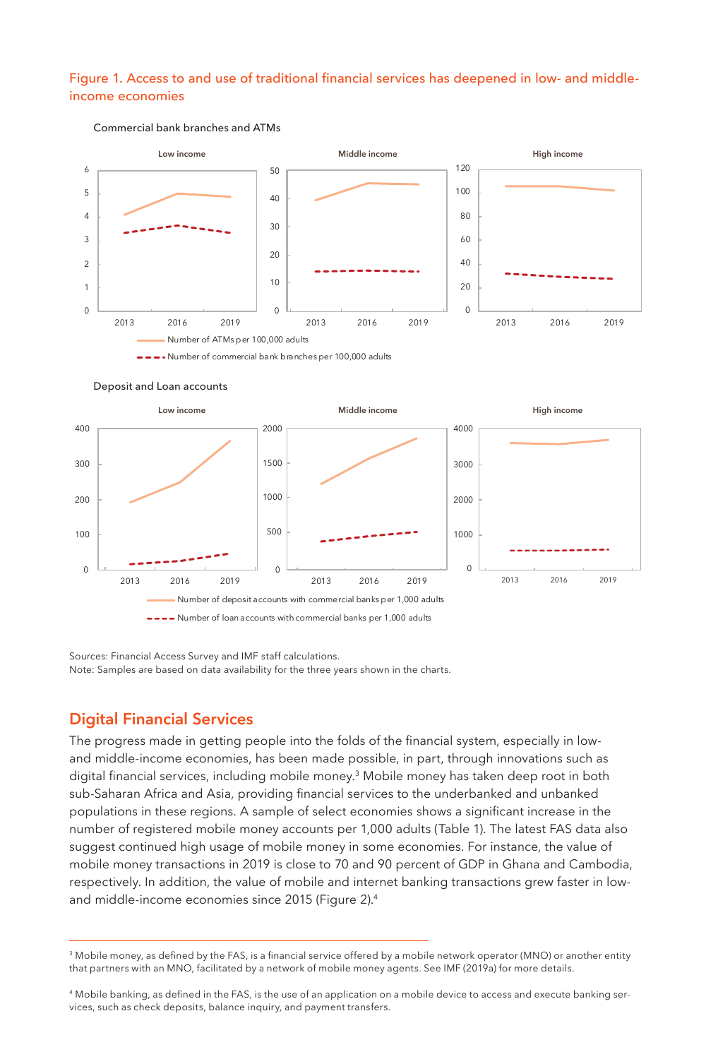Figure 1. Access to and use of traditional financial services has deepened in low- and middle-income economies

Sources: Financial Access Survey and IMF staff calculations.
Note: Samples are based on data availability for the three years shown in the charts.

## Digital Financial Services

The progress made in getting people into the folds of the financial system, especially in low- and middle-income economies, has been made possible, in part, through innovations such as digital financial services, including mobile money.[3] Mobile money has taken deep root in both sub-Saharan Africa and Asia, providing financial services to the underbanked and unbanked populations in these regions. A sample of select economies shows a significant increase in the number of registered mobile money accounts per 1,000 adults (Table 1). The latest FAS data also suggest continued high usage of mobile money in some economies. For instance, the value of mobile money transactions in 2019 is close to 70 and 90 percent of GDP in Ghana and Cambodia, respectively. In addition, the value of mobile and internet banking transactions grew faster in low- and middle-income economies since 2015 (Figure 2).[4]

---

[3] Mobile money, as defined by the FAS, is a financial service offered by a mobile network operator (MNO) or another entity that partners with an MNO, facilitated by a network of mobile money agents. See IMF (2019a) for more details.

[4] Mobile banking, as defined in the FAS, is the use of an application on a mobile device to access and execute banking services, such as check deposits, balance inquiry, and payment transfers.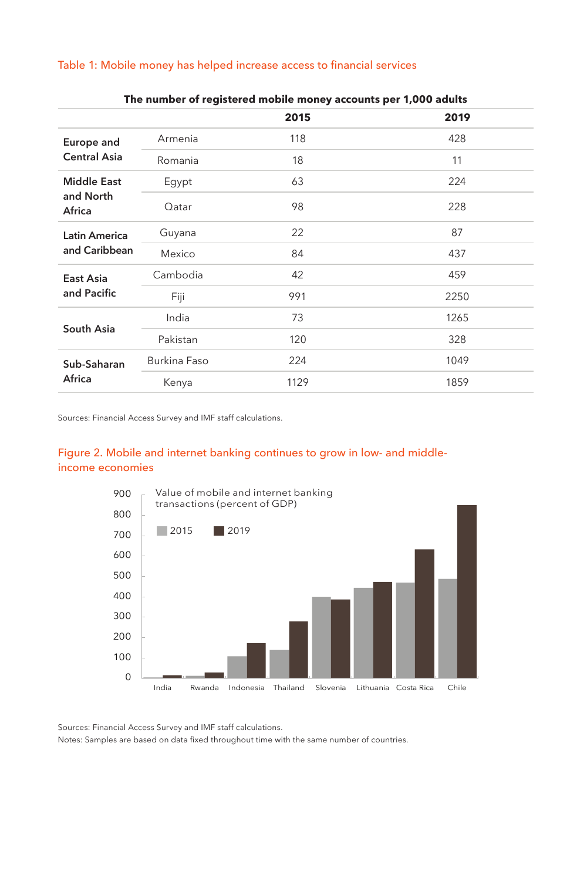Table 1: Mobile money has helped increase access to financial services

| The number of registered mobile money accounts per 1,000 adults | | | |
|---|---|---|---|
| | | **2015** | **2019** |
| **Europe and Central Asia** | Armenia | 118 | 428 |
| | Romania | 18 | 11 |
| **Middle East and North Africa** | Egypt | 63 | 224 |
| | Qatar | 98 | 228 |
| **Latin America and Caribbean** | Guyana | 22 | 87 |
| | Mexico | 84 | 437 |
| **East Asia and Pacific** | Cambodia | 42 | 459 |
| | Fiji | 991 | 2250 |
| **South Asia** | India | 73 | 1265 |
| | Pakistan | 120 | 328 |
| **Sub-Saharan Africa** | Burkina Faso | 224 | 1049 |
| | Kenya | 1129 | 1859 |

Sources: Financial Access Survey and IMF staff calculations.

Figure 2. Mobile and internet banking continues to grow in low- and middle-income economies

Sources: Financial Access Survey and IMF staff calculations.
Notes: Samples are based on data fixed throughout time with the same number of countries.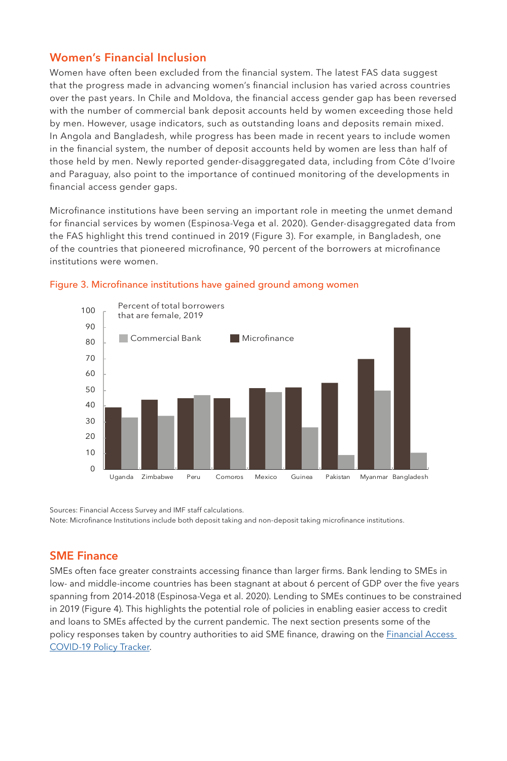## Women's Financial Inclusion

Women have often been excluded from the financial system. The latest FAS data suggest that the progress made in advancing women's financial inclusion has varied across countries over the past years. In Chile and Moldova, the financial access gender gap has been reversed with the number of commercial bank deposit accounts held by women exceeding those held by men. However, usage indicators, such as outstanding loans and deposits remain mixed. In Angola and Bangladesh, while progress has been made in recent years to include women in the financial system, the number of deposit accounts held by women are less than half of those held by men. Newly reported gender-disaggregated data, including from Côte d'Ivoire and Paraguay, also point to the importance of continued monitoring of the developments in financial access gender gaps.

Microfinance institutions have been serving an important role in meeting the unmet demand for financial services by women (Espinosa-Vega et al. 2020). Gender-disaggregated data from the FAS highlight this trend continued in 2019 (Figure 3). For example, in Bangladesh, one of the countries that pioneered microfinance, 90 percent of the borrowers at microfinance institutions were women.

Figure 3. Microfinance institutions have gained ground among women

Percent of total borrowers that are female, 2019

| | Microfinance | Commercial Bank |
|---|---|---|
| Uganda | 39 | 33 |
| Zimbabwe | 44 | 34 |
| Peru | 45 | 47 |
| Comoros | 45 | 33 |
| Mexico | 51 | 49 |
| Guinea | 52 | 27 |
| Pakistan | 55 | 9 |
| Myanmar | 70 | 50 |
| Bangladesh | 90 | 11 |

Sources: Financial Access Survey and IMF staff calculations.
Note: Microfinance Institutions include both deposit taking and non-deposit taking microfinance institutions.

## SME Finance

SMEs often face greater constraints accessing finance than larger firms. Bank lending to SMEs in low- and middle-income countries has been stagnant at about 6 percent of GDP over the five years spanning from 2014-2018 (Espinosa-Vega et al. 2020). Lending to SMEs continues to be constrained in 2019 (Figure 4). This highlights the potential role of policies in enabling easier access to credit and loans to SMEs affected by the current pandemic. The next section presents some of the policy responses taken by country authorities to aid SME finance, drawing on the Financial Access COVID-19 Policy Tracker.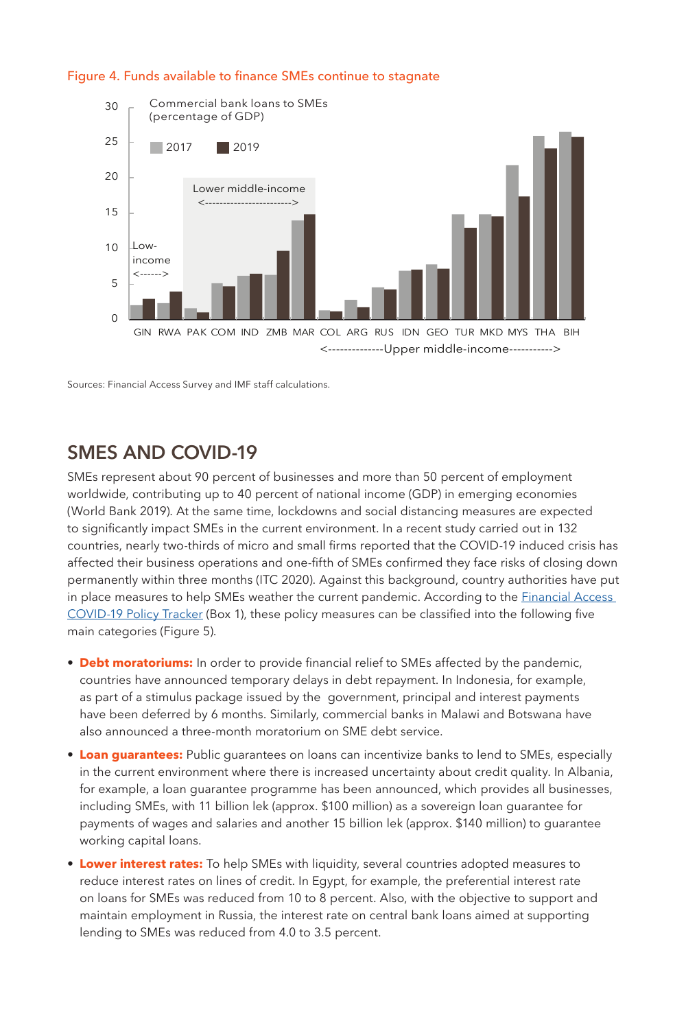Figure 4. Funds available to finance SMEs continue to stagnate

Sources: Financial Access Survey and IMF staff calculations.

## SMES AND COVID-19

SMEs represent about 90 percent of businesses and more than 50 percent of employment worldwide, contributing up to 40 percent of national income (GDP) in emerging economies (World Bank 2019). At the same time, lockdowns and social distancing measures are expected to significantly impact SMEs in the current environment. In a recent study carried out in 132 countries, nearly two-thirds of micro and small firms reported that the COVID-19 induced crisis has affected their business operations and one-fifth of SMEs confirmed they face risks of closing down permanently within three months (ITC 2020). Against this background, country authorities have put in place measures to help SMEs weather the current pandemic. According to the Financial Access COVID-19 Policy Tracker (Box 1), these policy measures can be classified into the following five main categories (Figure 5).

- **Debt moratoriums:** In order to provide financial relief to SMEs affected by the pandemic, countries have announced temporary delays in debt repayment. In Indonesia, for example, as part of a stimulus package issued by the government, principal and interest payments have been deferred by 6 months. Similarly, commercial banks in Malawi and Botswana have also announced a three-month moratorium on SME debt service.
- **Loan guarantees:** Public guarantees on loans can incentivize banks to lend to SMEs, especially in the current environment where there is increased uncertainty about credit quality. In Albania, for example, a loan guarantee programme has been announced, which provides all businesses, including SMEs, with 11 billion lek (approx. $100 million) as a sovereign loan guarantee for payments of wages and salaries and another 15 billion lek (approx. $140 million) to guarantee working capital loans.
- **Lower interest rates:** To help SMEs with liquidity, several countries adopted measures to reduce interest rates on lines of credit. In Egypt, for example, the preferential interest rate on loans for SMEs was reduced from 10 to 8 percent. Also, with the objective to support and maintain employment in Russia, the interest rate on central bank loans aimed at supporting lending to SMEs was reduced from 4.0 to 3.5 percent.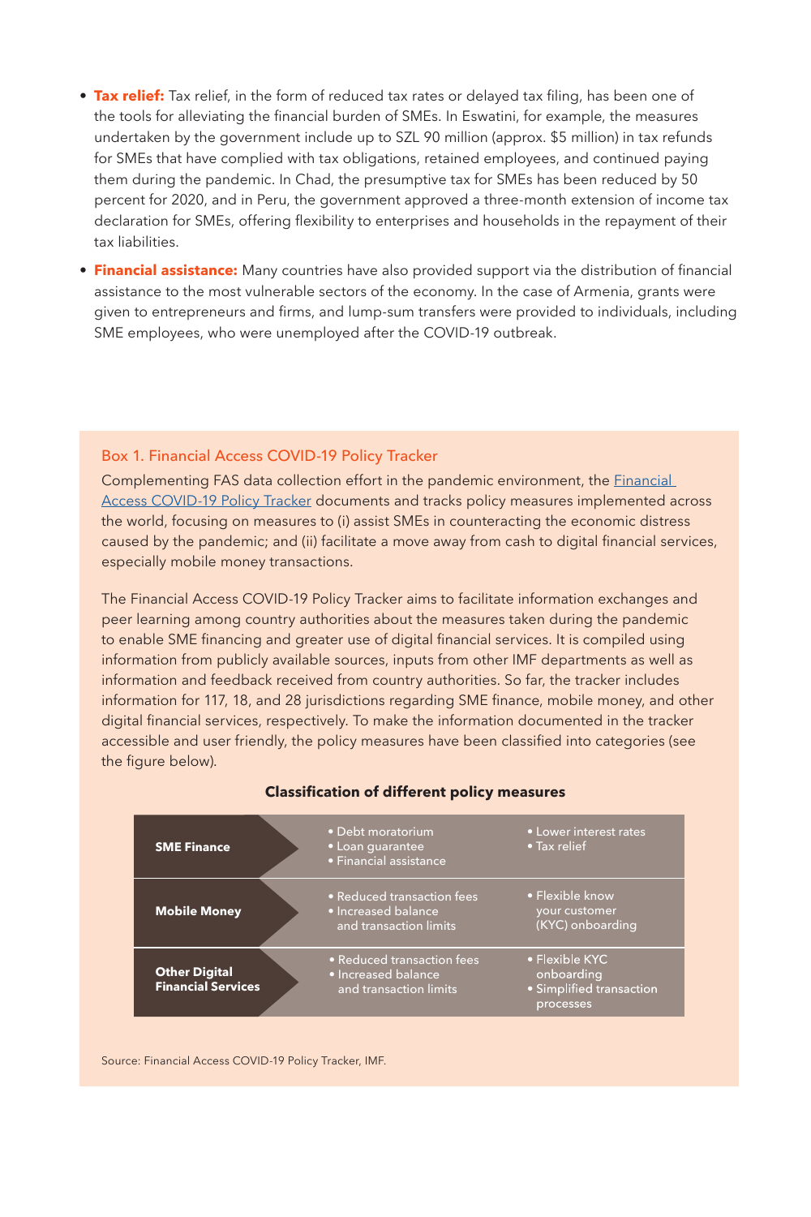- **Tax relief:** Tax relief, in the form of reduced tax rates or delayed tax filing, has been one of the tools for alleviating the financial burden of SMEs. In Eswatini, for example, the measures undertaken by the government include up to SZL 90 million (approx. $5 million) in tax refunds for SMEs that have complied with tax obligations, retained employees, and continued paying them during the pandemic. In Chad, the presumptive tax for SMEs has been reduced by 50 percent for 2020, and in Peru, the government approved a three-month extension of income tax declaration for SMEs, offering flexibility to enterprises and households in the repayment of their tax liabilities.
- **Financial assistance:** Many countries have also provided support via the distribution of financial assistance to the most vulnerable sectors of the economy. In the case of Armenia, grants were given to entrepreneurs and firms, and lump-sum transfers were provided to individuals, including SME employees, who were unemployed after the COVID-19 outbreak.

### Box 1. Financial Access COVID-19 Policy Tracker

Complementing FAS data collection effort in the pandemic environment, the [Financial Access COVID-19 Policy Tracker] documents and tracks policy measures implemented across the world, focusing on measures to (i) assist SMEs in counteracting the economic distress caused by the pandemic; and (ii) facilitate a move away from cash to digital financial services, especially mobile money transactions.

The Financial Access COVID-19 Policy Tracker aims to facilitate information exchanges and peer learning among country authorities about the measures taken during the pandemic to enable SME financing and greater use of digital financial services. It is compiled using information from publicly available sources, inputs from other IMF departments as well as information and feedback received from country authorities. So far, the tracker includes information for 117, 18, and 28 jurisdictions regarding SME finance, mobile money, and other digital financial services, respectively. To make the information documented in the tracker accessible and user friendly, the policy measures have been classified into categories (see the figure below).

**Classification of different policy measures**

| Category | Measures | |
|---|---|---|
| **SME Finance** | • Debt moratorium<br>• Loan guarantee<br>• Financial assistance | • Lower interest rates<br>• Tax relief |
| **Mobile Money** | • Reduced transaction fees<br>• Increased balance and transaction limits | • Flexible know your customer (KYC) onboarding |
| **Other Digital Financial Services** | • Reduced transaction fees<br>• Increased balance and transaction limits | • Flexible KYC onboarding<br>• Simplified transaction processes |

Source: Financial Access COVID-19 Policy Tracker, IMF.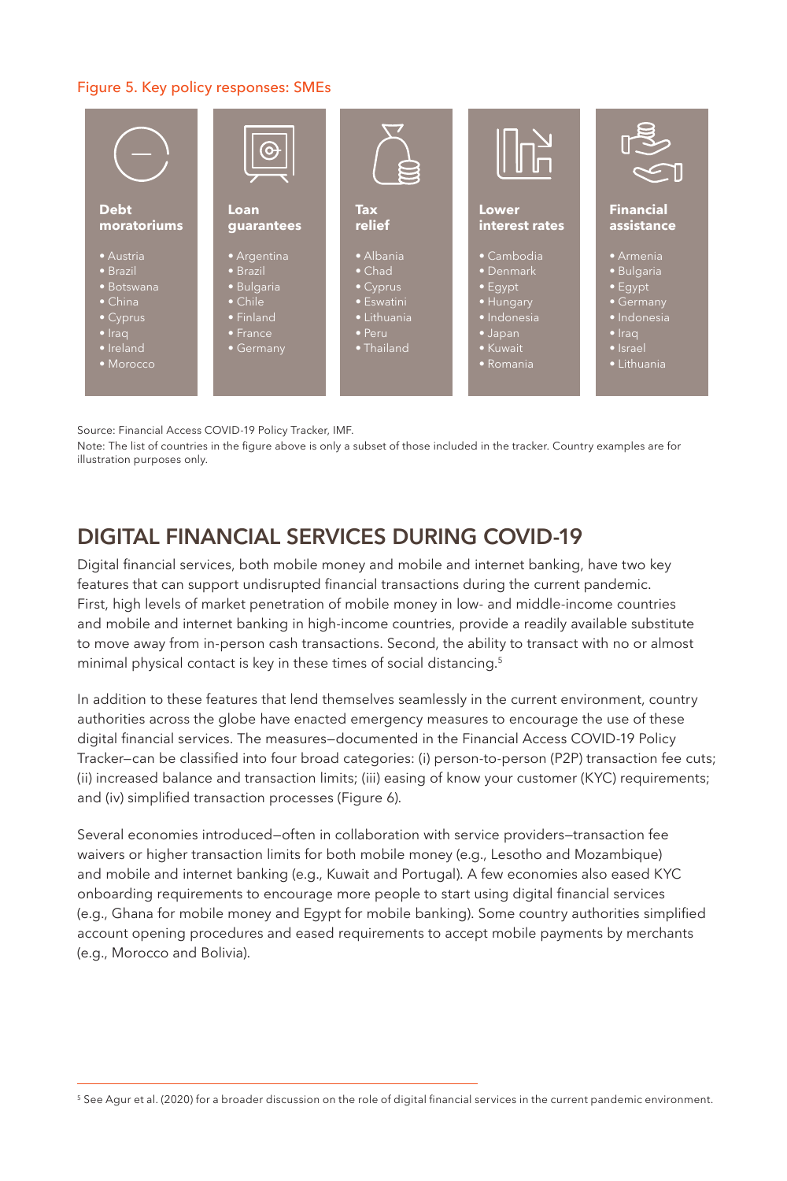Figure 5. Key policy responses: SMEs

| Debt moratoriums | Loan guarantees | Tax relief | Lower interest rates | Financial assistance |
|---|---|---|---|---|
| • Austria | • Argentina | • Albania | • Cambodia | • Armenia |
| • Brazil | • Brazil | • Chad | • Denmark | • Bulgaria |
| • Botswana | • Bulgaria | • Cyprus | • Egypt | • Egypt |
| • China | • Chile | • Eswatini | • Hungary | • Germany |
| • Cyprus | • Finland | • Lithuania | • Indonesia | • Indonesia |
| • Iraq | • France | • Peru | • Japan | • Iraq |
| • Ireland | • Germany | • Thailand | • Kuwait | • Israel |
| • Morocco | | | • Romania | • Lithuania |

Source: Financial Access COVID-19 Policy Tracker, IMF.

Note: The list of countries in the figure above is only a subset of those included in the tracker. Country examples are for illustration purposes only.

## DIGITAL FINANCIAL SERVICES DURING COVID-19

Digital financial services, both mobile money and mobile and internet banking, have two key features that can support undisrupted financial transactions during the current pandemic. First, high levels of market penetration of mobile money in low- and middle-income countries and mobile and internet banking in high-income countries, provide a readily available substitute to move away from in-person cash transactions. Second, the ability to transact with no or almost minimal physical contact is key in these times of social distancing.[5]

In addition to these features that lend themselves seamlessly in the current environment, country authorities across the globe have enacted emergency measures to encourage the use of these digital financial services. The measures—documented in the Financial Access COVID-19 Policy Tracker—can be classified into four broad categories: (i) person-to-person (P2P) transaction fee cuts; (ii) increased balance and transaction limits; (iii) easing of know your customer (KYC) requirements; and (iv) simplified transaction processes (Figure 6).

Several economies introduced—often in collaboration with service providers—transaction fee waivers or higher transaction limits for both mobile money (e.g., Lesotho and Mozambique) and mobile and internet banking (e.g., Kuwait and Portugal). A few economies also eased KYC onboarding requirements to encourage more people to start using digital financial services (e.g., Ghana for mobile money and Egypt for mobile banking). Some country authorities simplified account opening procedures and eased requirements to accept mobile payments by merchants (e.g., Morocco and Bolivia).

[5] See Agur et al. (2020) for a broader discussion on the role of digital financial services in the current pandemic environment.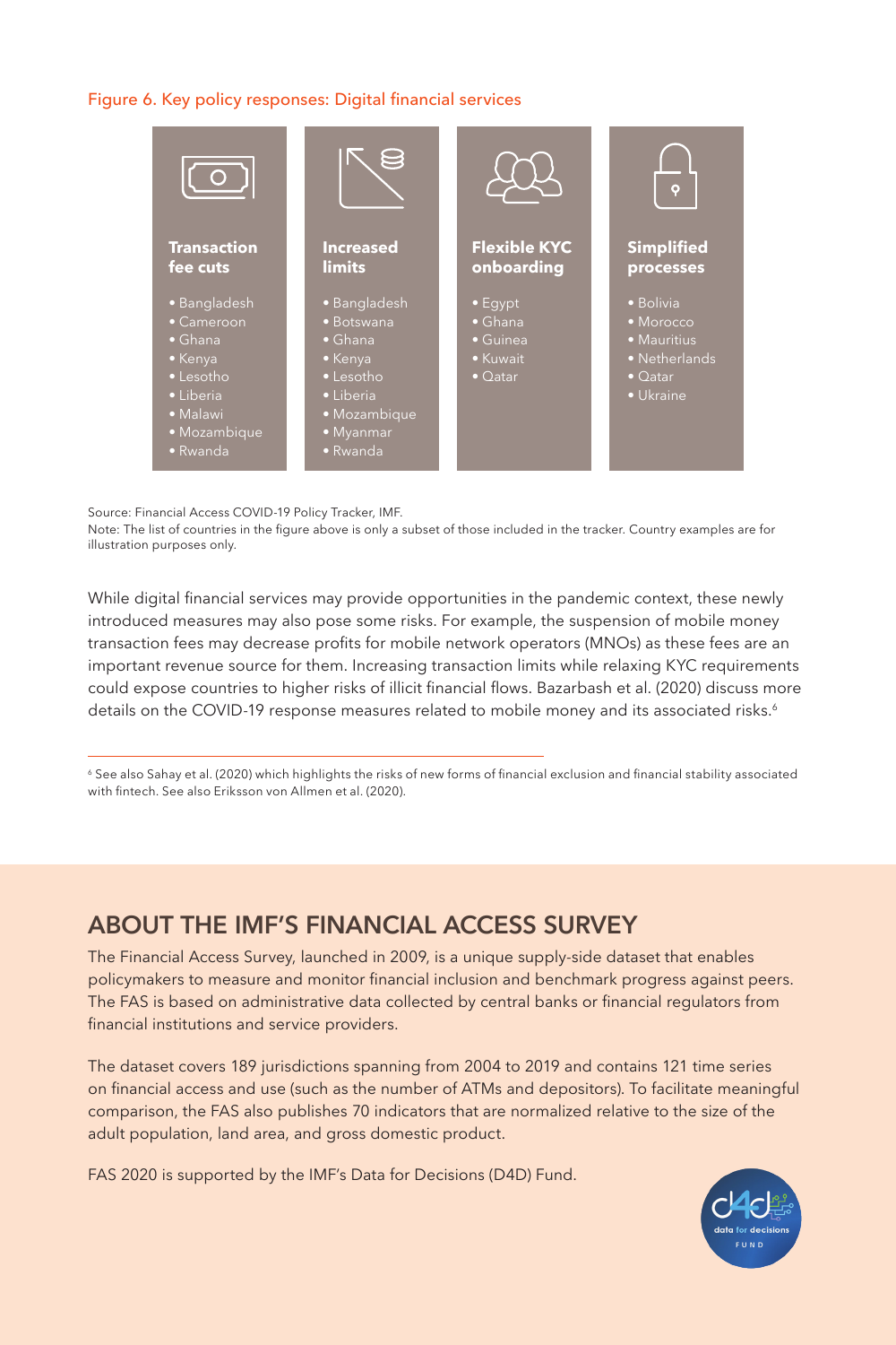Figure 6. Key policy responses: Digital financial services

| Transaction fee cuts | Increased limits | Flexible KYC onboarding | Simplified processes |
|---|---|---|---|
| • Bangladesh | • Bangladesh | • Egypt | • Bolivia |
| • Cameroon | • Botswana | • Ghana | • Morocco |
| • Ghana | • Ghana | • Guinea | • Mauritius |
| • Kenya | • Kenya | • Kuwait | • Netherlands |
| • Lesotho | • Lesotho | • Qatar | • Qatar |
| • Liberia | • Liberia | | • Ukraine |
| • Malawi | • Mozambique | | |
| • Mozambique | • Myanmar | | |
| • Rwanda | • Rwanda | | |

Source: Financial Access COVID-19 Policy Tracker, IMF.
Note: The list of countries in the figure above is only a subset of those included in the tracker. Country examples are for illustration purposes only.

While digital financial services may provide opportunities in the pandemic context, these newly introduced measures may also pose some risks. For example, the suspension of mobile money transaction fees may decrease profits for mobile network operators (MNOs) as these fees are an important revenue source for them. Increasing transaction limits while relaxing KYC requirements could expose countries to higher risks of illicit financial flows. Bazarbash et al. (2020) discuss more details on the COVID-19 response measures related to mobile money and its associated risks.[6]

[6] See also Sahay et al. (2020) which highlights the risks of new forms of financial exclusion and financial stability associated with fintech. See also Eriksson von Allmen et al. (2020).

## ABOUT THE IMF'S FINANCIAL ACCESS SURVEY

The Financial Access Survey, launched in 2009, is a unique supply-side dataset that enables policymakers to measure and monitor financial inclusion and benchmark progress against peers. The FAS is based on administrative data collected by central banks or financial regulators from financial institutions and service providers.

The dataset covers 189 jurisdictions spanning from 2004 to 2019 and contains 121 time series on financial access and use (such as the number of ATMs and depositors). To facilitate meaningful comparison, the FAS also publishes 70 indicators that are normalized relative to the size of the adult population, land area, and gross domestic product.

FAS 2020 is supported by the IMF's Data for Decisions (D4D) Fund.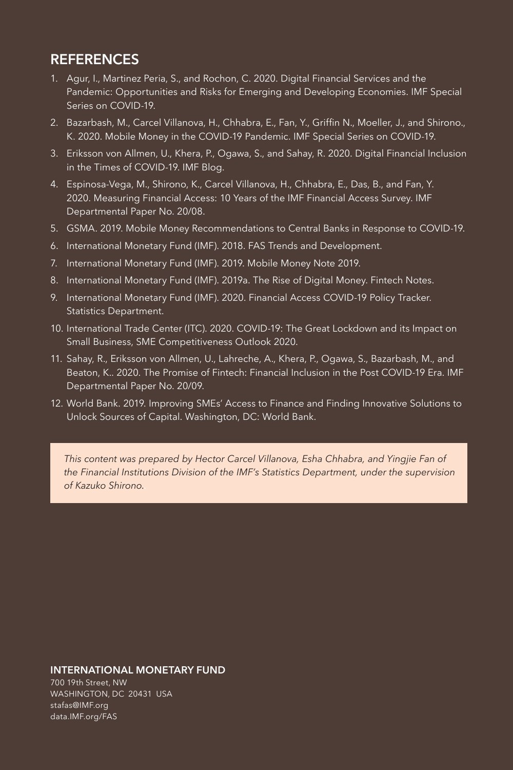## REFERENCES

1. Agur, I., Martinez Peria, S., and Rochon, C. 2020. Digital Financial Services and the Pandemic: Opportunities and Risks for Emerging and Developing Economies. IMF Special Series on COVID-19.
2. Bazarbash, M., Carcel Villanova, H., Chhabra, E., Fan, Y., Griffin N., Moeller, J., and Shirono., K. 2020. Mobile Money in the COVID-19 Pandemic. IMF Special Series on COVID-19.
3. Eriksson von Allmen, U., Khera, P., Ogawa, S., and Sahay, R. 2020. Digital Financial Inclusion in the Times of COVID-19. IMF Blog.
4. Espinosa-Vega, M., Shirono, K., Carcel Villanova, H., Chhabra, E., Das, B., and Fan, Y. 2020. Measuring Financial Access: 10 Years of the IMF Financial Access Survey. IMF Departmental Paper No. 20/08.
5. GSMA. 2019. Mobile Money Recommendations to Central Banks in Response to COVID-19.
6. International Monetary Fund (IMF). 2018. FAS Trends and Development.
7. International Monetary Fund (IMF). 2019. Mobile Money Note 2019.
8. International Monetary Fund (IMF). 2019a. The Rise of Digital Money. Fintech Notes.
9. International Monetary Fund (IMF). 2020. Financial Access COVID-19 Policy Tracker. Statistics Department.
10. International Trade Center (ITC). 2020. COVID-19: The Great Lockdown and its Impact on Small Business, SME Competitiveness Outlook 2020.
11. Sahay, R., Eriksson von Allmen, U., Lahreche, A., Khera, P., Ogawa, S., Bazarbash, M., and Beaton, K.. 2020. The Promise of Fintech: Financial Inclusion in the Post COVID-19 Era. IMF Departmental Paper No. 20/09.
12. World Bank. 2019. Improving SMEs' Access to Finance and Finding Innovative Solutions to Unlock Sources of Capital. Washington, DC: World Bank.

*This content was prepared by Hector Carcel Villanova, Esha Chhabra, and Yingjie Fan of the Financial Institutions Division of the IMF's Statistics Department, under the supervision of Kazuko Shirono.*

**INTERNATIONAL MONETARY FUND**

700 19th Street, NW
WASHINGTON, DC 20431 USA
stafas@IMF.org
data.IMF.org/FAS